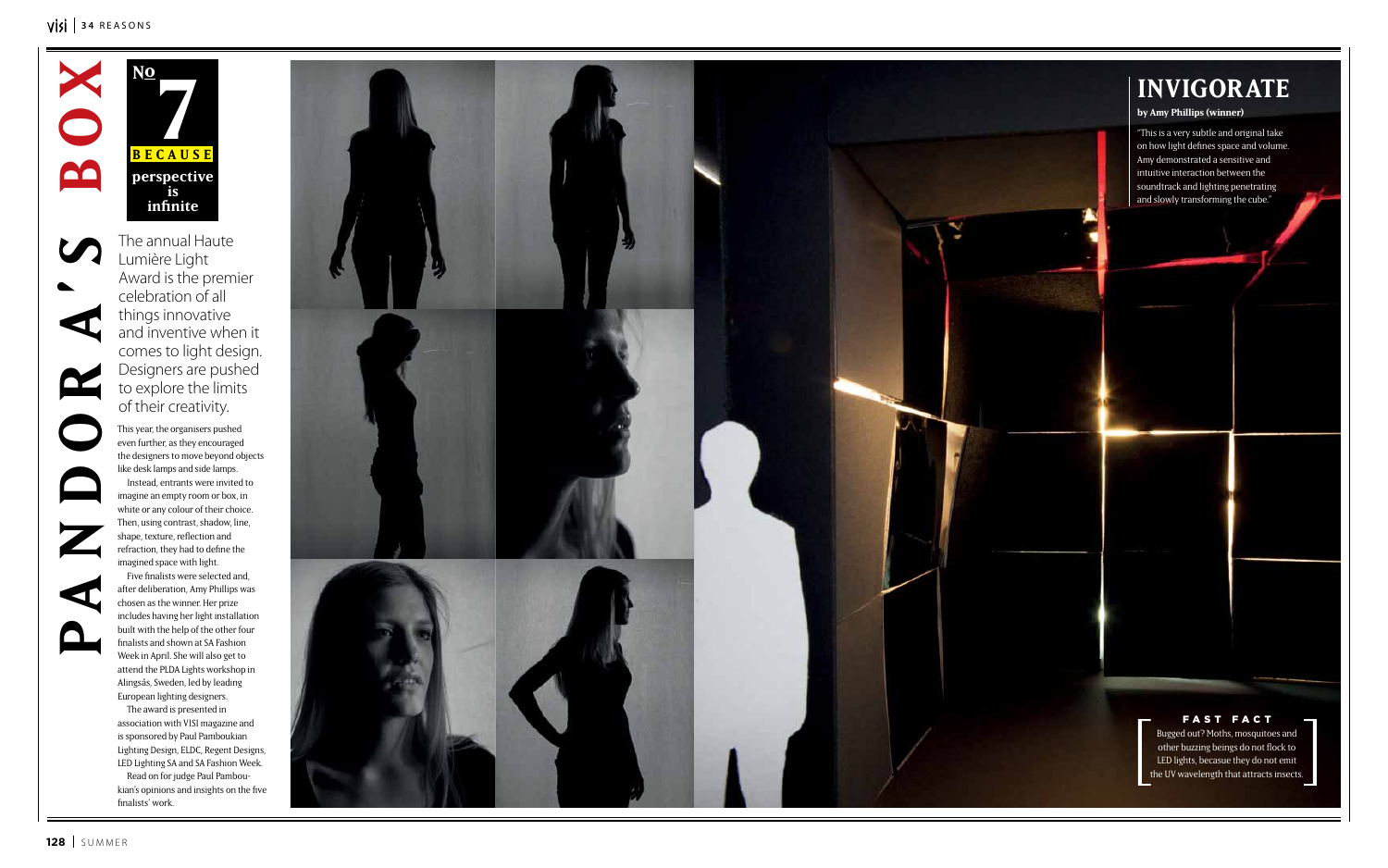# PANDORA'S BOX

**No 7**

**BECAUSE perspective is infinite**

The annual Haute Lumière Light Award is the premier celebration of all things innovative and inventive when it comes to light design. Designers are pushed to explore the limits of their creativity.

This year, the organisers pushed even further, as they encouraged the designers to move beyond objects like desk lamps and side lamps.

Instead, entrants were invited to imagine an empty room or box, in white or any colour of their choice. Then, using contrast, shadow, line, shape, texture, reflection and refraction, they had to define the imagined space with light.

Five finalists were selected and, after deliberation, Amy Phillips was chosen as the winner. Her prize includes having her light installation built with the help of the other four finalists and shown at SA Fashion Week in April. She will also get to attend the PLDA Lights workshop in Alingsås, Sweden, led by leading European lighting designers.

The award is presented in association with VISI magazine and is sponsored by Paul Pamboukian Lighting Design, ELDC, Regent Designs, LED Lighting SA and SA Fashion Week.

Read on for judge Paul Pamboukian's opinions and insights on the five finalists' work.

## INVIGORATE

**by Amy Phillips (winner)**

"This is a very subtle and original take on how light defines space and volume. Amy demonstrated a sensitive and intuitive interaction between the soundtrack and lighting penetrating and slowly transforming the cube."

**FAST FACT**

Bugged out? Moths, mosquitoes and other buzzing beings do not flock to LED lights, becasue they do not emit the UV wavelength that attracts insects.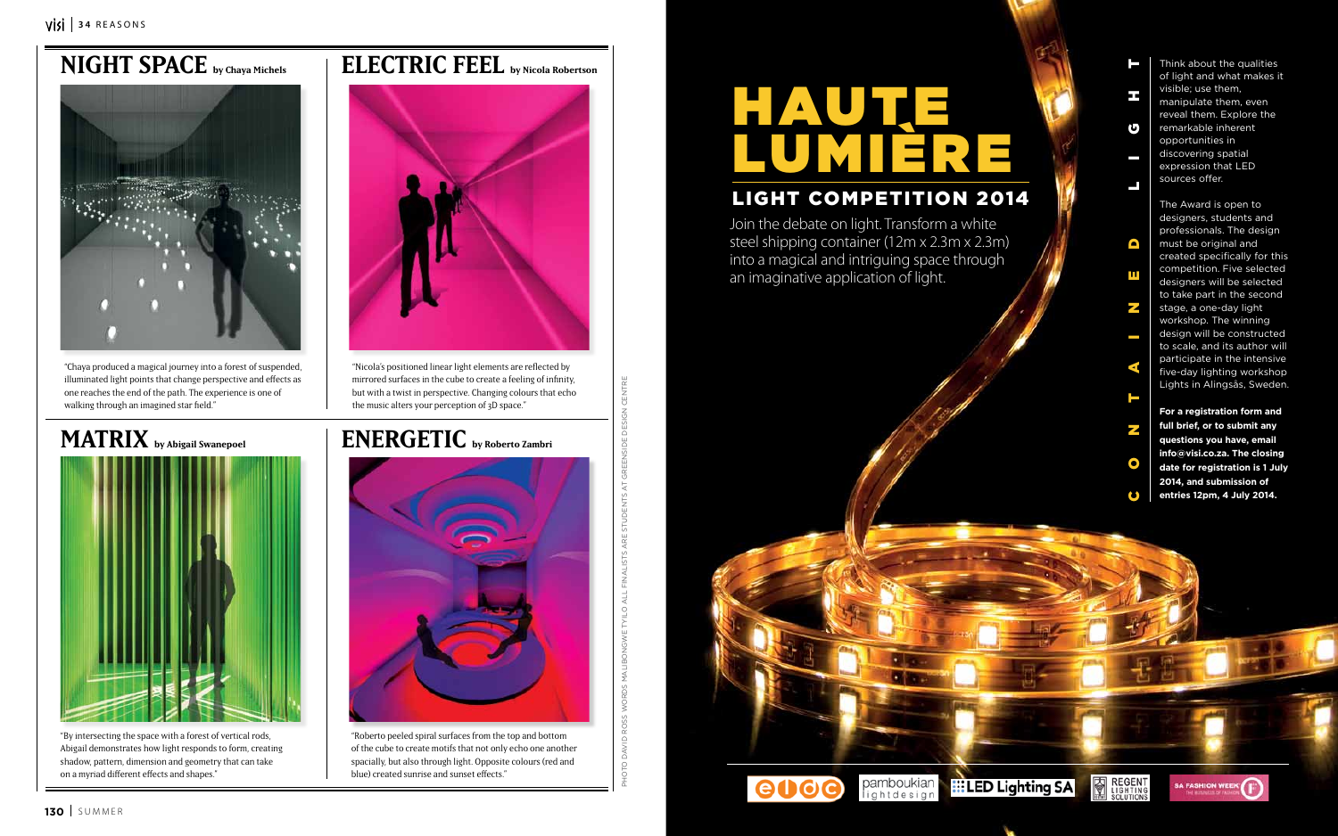## NIGHT SPACE by Chaya Michels

"Chaya produced a magical journey into a forest of suspended, illuminated light points that change perspective and effects as one reaches the end of the path. The experience is one of walking through an imagined star field."

## ELECTRIC FEEL by Nicola Robertson

"Nicola's positioned linear light elements are reflected by mirrored surfaces in the cube to create a feeling of infinity, but with a twist in perspective. Changing colours that echo the music alters your perception of 3D space."

## MATRIX by Abigail Swanepoel

"By intersecting the space with a forest of vertical rods, Abigail demonstrates how light responds to form, creating shadow, pattern, dimension and geometry that can take on a myriad different effects and shapes."

## ENERGETIC by Roberto Zambri

"Roberto peeled spiral surfaces from the top and bottom of the cube to create motifs that not only echo one another spacially, but also through light. Opposite colours (red and blue) created sunrise and sunset effects."

PHOTO DAVID ROSS WORDS MALIBONGWE TYILO ALL FINALISTS ARE STUDENTS AT GREENSIDE DESIGN CENTRE

# HAUTE LUMIÈRE

## LIGHT COMPETITION 2014

Join the debate on light. Transform a white steel shipping container (12m x 2.3m x 2.3m) into a magical and intriguing space through an imaginative application of light.

CONTAINED LIGHT

Think about the qualities of light and what makes it visible; use them, manipulate them, even reveal them. Explore the remarkable inherent opportunities in discovering spatial expression that LED sources offer.

The Award is open to designers, students and professionals. The design must be original and created specifically for this competition. Five selected designers will be selected to take part in the second stage, a one-day light workshop. The winning design will be constructed to scale, and its author will participate in the intensive five-day lighting workshop Lights in Alingsås, Sweden.

**For a registration form and full brief, or to submit any questions you have, email info@visi.co.za. The closing date for registration is 1 July 2014, and submission of entries 12pm, 4 July 2014.**

pamboukian lightdesign | LED Lighting SA | REGENT LIGHTING SOLUTIONS | SA FASHION WEEK